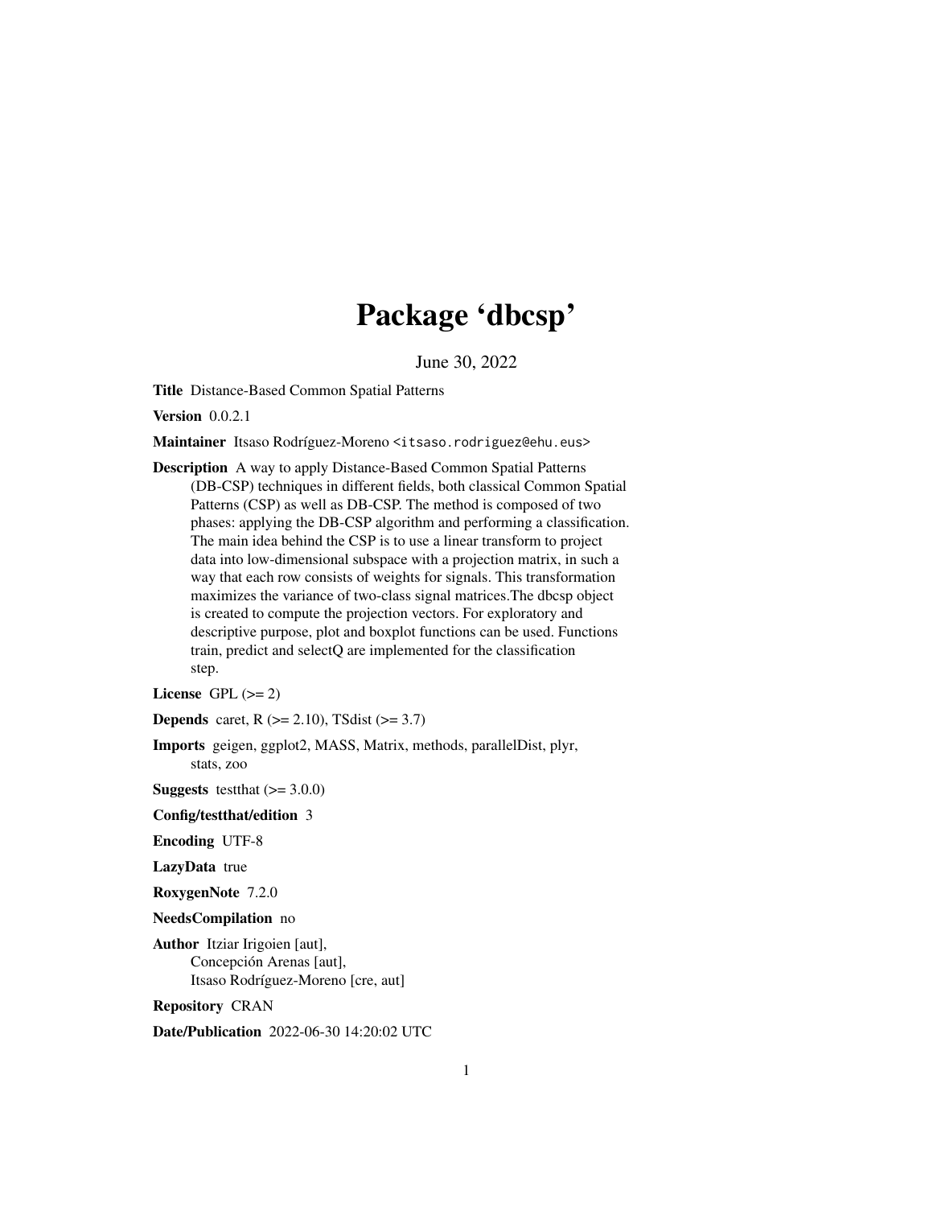# Package 'dbcsp'

June 30, 2022

**Title** Distance-Based Common Spatial Patterns

**Version** 0.0.2.1

**Maintainer** Itsaso Rodríguez-Moreno <itsaso.rodriguez@ehu.eus>

**Description** A way to apply Distance-Based Common Spatial Patterns (DB-CSP) techniques in different fields, both classical Common Spatial Patterns (CSP) as well as DB-CSP. The method is composed of two phases: applying the DB-CSP algorithm and performing a classification. The main idea behind the CSP is to use a linear transform to project data into low-dimensional subspace with a projection matrix, in such a way that each row consists of weights for signals. This transformation maximizes the variance of two-class signal matrices.The dbcsp object is created to compute the projection vectors. For exploratory and descriptive purpose, plot and boxplot functions can be used. Functions train, predict and selectQ are implemented for the classification step.

**License** GPL (>= 2)

**Depends** caret, R (>= 2.10), TSdist (>= 3.7)

**Imports** geigen, ggplot2, MASS, Matrix, methods, parallelDist, plyr, stats, zoo

**Suggests** testthat (>= 3.0.0)

**Config/testthat/edition** 3

**Encoding** UTF-8

**LazyData** true

**RoxygenNote** 7.2.0

**NeedsCompilation** no

**Author** Itziar Irigoien [aut],
Concepción Arenas [aut],
Itsaso Rodríguez-Moreno [cre, aut]

**Repository** CRAN

**Date/Publication** 2022-06-30 14:20:02 UTC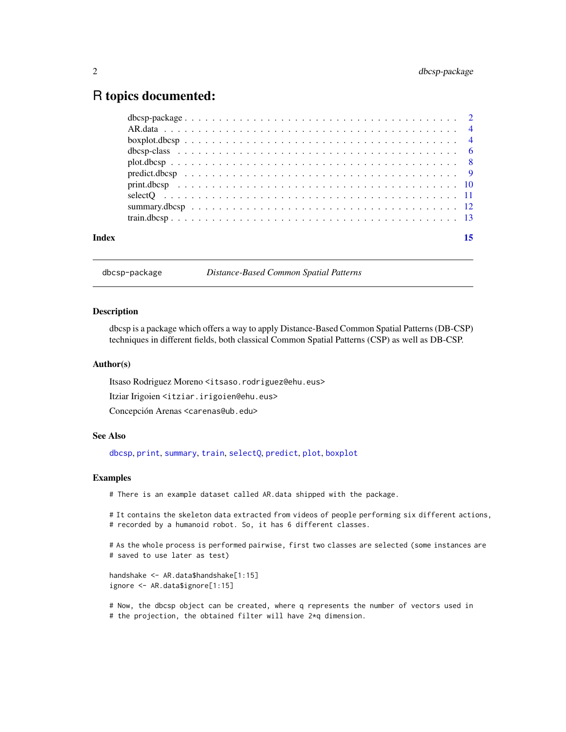# R topics documented:

- dbcsp-package . . . . . . . . . . . . . . . . . . . . . . . . . . . . . . . . . . . . . . . 2
- AR.data . . . . . . . . . . . . . . . . . . . . . . . . . . . . . . . . . . . . . . . . . . 4
- boxplot.dbcsp . . . . . . . . . . . . . . . . . . . . . . . . . . . . . . . . . . . . . . . 4
- dbcsp-class . . . . . . . . . . . . . . . . . . . . . . . . . . . . . . . . . . . . . . . . 6
- plot.dbcsp . . . . . . . . . . . . . . . . . . . . . . . . . . . . . . . . . . . . . . . . 8
- predict.dbcsp . . . . . . . . . . . . . . . . . . . . . . . . . . . . . . . . . . . . . . 9
- print.dbcsp . . . . . . . . . . . . . . . . . . . . . . . . . . . . . . . . . . . . . . . 10
- selectQ . . . . . . . . . . . . . . . . . . . . . . . . . . . . . . . . . . . . . . . . . 11
- summary.dbcsp . . . . . . . . . . . . . . . . . . . . . . . . . . . . . . . . . . . . . . 12
- train.dbcsp . . . . . . . . . . . . . . . . . . . . . . . . . . . . . . . . . . . . . . . 13

**Index** **15**

---

dbcsp-package *Distance-Based Common Spatial Patterns*

---

### Description

dbcsp is a package which offers a way to apply Distance-Based Common Spatial Patterns (DB-CSP) techniques in different fields, both classical Common Spatial Patterns (CSP) as well as DB-CSP.

### Author(s)

Itsaso Rodriguez Moreno <itsaso.rodriguez@ehu.eus>

Itziar Irigoien <itziar.irigoien@ehu.eus>

Concepción Arenas <carenas@ub.edu>

### See Also

dbcsp, print, summary, train, selectQ, predict, plot, boxplot

### Examples

```
# There is an example dataset called AR.data shipped with the package.

# It contains the skeleton data extracted from videos of people performing six different actions,
# recorded by a humanoid robot. So, it has 6 different classes.

# As the whole process is performed pairwise, first two classes are selected (some instances are
# saved to use later as test)

handshake <- AR.data$handshake[1:15]
ignore <- AR.data$ignore[1:15]

# Now, the dbcsp object can be created, where q represents the number of vectors used in
# the projection, the obtained filter will have 2*q dimension.
```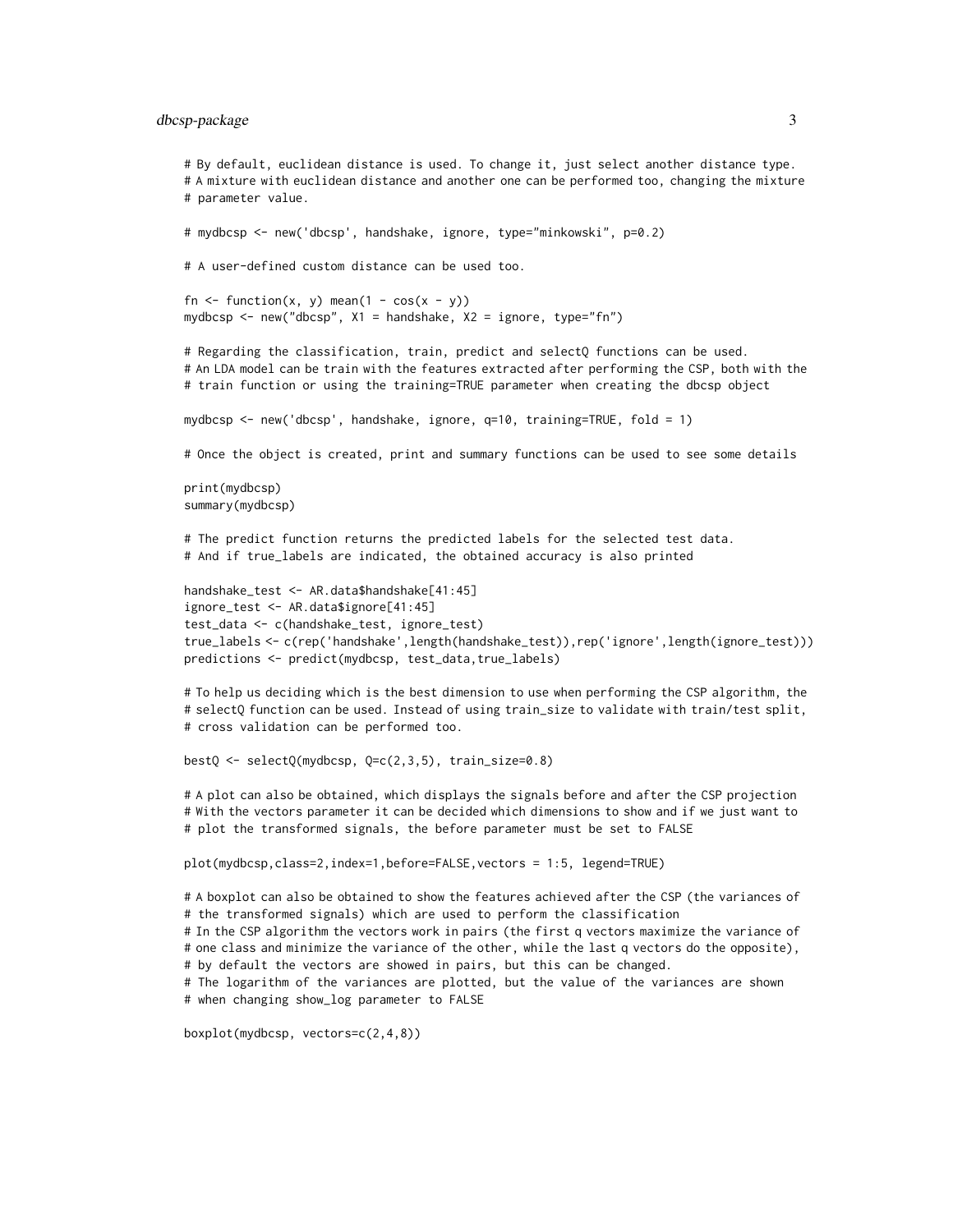```
# By default, euclidean distance is used. To change it, just select another distance type.
# A mixture with euclidean distance and another one can be performed too, changing the mixture
# parameter value.

# mydbcsp <- new('dbcsp', handshake, ignore, type="minkowski", p=0.2)

# A user-defined custom distance can be used too.

fn <- function(x, y) mean(1 - cos(x - y))
mydbcsp <- new("dbcsp", X1 = handshake, X2 = ignore, type="fn")

# Regarding the classification, train, predict and selectQ functions can be used.
# An LDA model can be train with the features extracted after performing the CSP, both with the
# train function or using the training=TRUE parameter when creating the dbcsp object

mydbcsp <- new('dbcsp', handshake, ignore, q=10, training=TRUE, fold = 1)

# Once the object is created, print and summary functions can be used to see some details

print(mydbcsp)
summary(mydbcsp)

# The predict function returns the predicted labels for the selected test data.
# And if true_labels are indicated, the obtained accuracy is also printed

handshake_test <- AR.data$handshake[41:45]
ignore_test <- AR.data$ignore[41:45]
test_data <- c(handshake_test, ignore_test)
true_labels <- c(rep('handshake',length(handshake_test)),rep('ignore',length(ignore_test)))
predictions <- predict(mydbcsp, test_data,true_labels)

# To help us deciding which is the best dimension to use when performing the CSP algorithm, the
# selectQ function can be used. Instead of using train_size to validate with train/test split,
# cross validation can be performed too.

bestQ <- selectQ(mydbcsp, Q=c(2,3,5), train_size=0.8)

# A plot can also be obtained, which displays the signals before and after the CSP projection
# With the vectors parameter it can be decided which dimensions to show and if we just want to
# plot the transformed signals, the before parameter must be set to FALSE

plot(mydbcsp,class=2,index=1,before=FALSE,vectors = 1:5, legend=TRUE)

# A boxplot can also be obtained to show the features achieved after the CSP (the variances of
# the transformed signals) which are used to perform the classification
# In the CSP algorithm the vectors work in pairs (the first q vectors maximize the variance of
# one class and minimize the variance of the other, while the last q vectors do the opposite),
# by default the vectors are showed in pairs, but this can be changed.
# The logarithm of the variances are plotted, but the value of the variances are shown
# when changing show_log parameter to FALSE

boxplot(mydbcsp, vectors=c(2,4,8))
```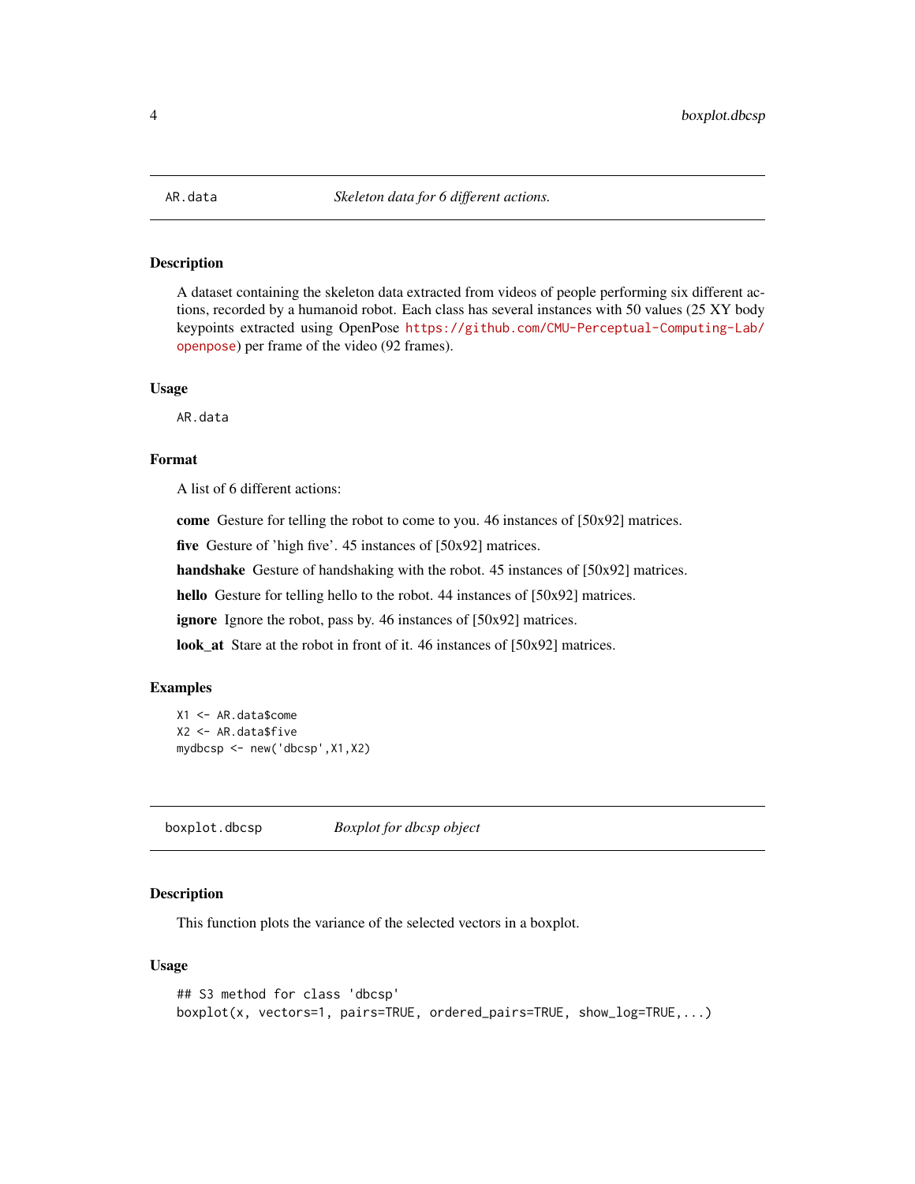## AR.data — *Skeleton data for 6 different actions.*

### Description

A dataset containing the skeleton data extracted from videos of people performing six different actions, recorded by a humanoid robot. Each class has several instances with 50 values (25 XY body keypoints extracted using OpenPose https://github.com/CMU-Perceptual-Computing-Lab/openpose) per frame of the video (92 frames).

### Usage

```
AR.data
```

### Format

A list of 6 different actions:

- **come** Gesture for telling the robot to come to you. 46 instances of [50x92] matrices.
- **five** Gesture of 'high five'. 45 instances of [50x92] matrices.
- **handshake** Gesture of handshaking with the robot. 45 instances of [50x92] matrices.
- **hello** Gesture for telling hello to the robot. 44 instances of [50x92] matrices.
- **ignore** Ignore the robot, pass by. 46 instances of [50x92] matrices.
- **look_at** Stare at the robot in front of it. 46 instances of [50x92] matrices.

### Examples

```
X1 <- AR.data$come
X2 <- AR.data$five
mydbcsp <- new('dbcsp',X1,X2)
```

## boxplot.dbcsp — *Boxplot for dbcsp object*

### Description

This function plots the variance of the selected vectors in a boxplot.

### Usage

```
## S3 method for class 'dbcsp'
boxplot(x, vectors=1, pairs=TRUE, ordered_pairs=TRUE, show_log=TRUE,...)
```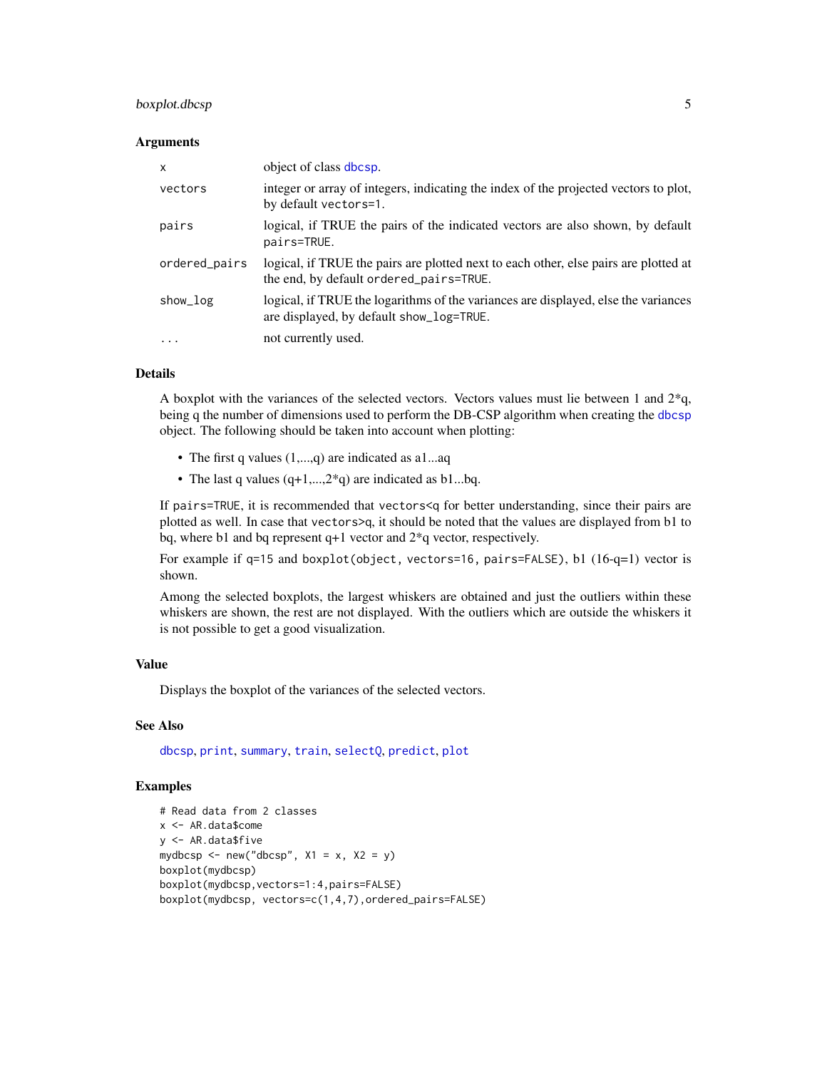### Arguments

| | |
|---|---|
| `x` | object of class `dbcsp`. |
| `vectors` | integer or array of integers, indicating the index of the projected vectors to plot, by default `vectors=1`. |
| `pairs` | logical, if TRUE the pairs of the indicated vectors are also shown, by default `pairs=TRUE`. |
| `ordered_pairs` | logical, if TRUE the pairs are plotted next to each other, else pairs are plotted at the end, by default `ordered_pairs=TRUE`. |
| `show_log` | logical, if TRUE the logarithms of the variances are displayed, else the variances are displayed, by default `show_log=TRUE`. |
| `...` | not currently used. |

### Details

A boxplot with the variances of the selected vectors. Vectors values must lie between 1 and 2*q, being q the number of dimensions used to perform the DB-CSP algorithm when creating the `dbcsp` object. The following should be taken into account when plotting:

- The first q values (1,...,q) are indicated as a1...aq
- The last q values (q+1,...,2*q) are indicated as b1...bq.

If `pairs=TRUE`, it is recommended that `vectors<q` for better understanding, since their pairs are plotted as well. In case that `vectors>q`, it should be noted that the values are displayed from b1 to bq, where b1 and bq represent q+1 vector and 2*q vector, respectively.

For example if q=15 and `boxplot(object, vectors=16, pairs=FALSE)`, b1 (16-q=1) vector is shown.

Among the selected boxplots, the largest whiskers are obtained and just the outliers within these whiskers are shown, the rest are not displayed. With the outliers which are outside the whiskers it is not possible to get a good visualization.

### Value

Displays the boxplot of the variances of the selected vectors.

### See Also

`dbcsp`, `print`, `summary`, `train`, `selectQ`, `predict`, `plot`

### Examples

```
# Read data from 2 classes
x <- AR.data$come
y <- AR.data$five
mydbcsp <- new("dbcsp", X1 = x, X2 = y)
boxplot(mydbcsp)
boxplot(mydbcsp,vectors=1:4,pairs=FALSE)
boxplot(mydbcsp, vectors=c(1,4,7),ordered_pairs=FALSE)
```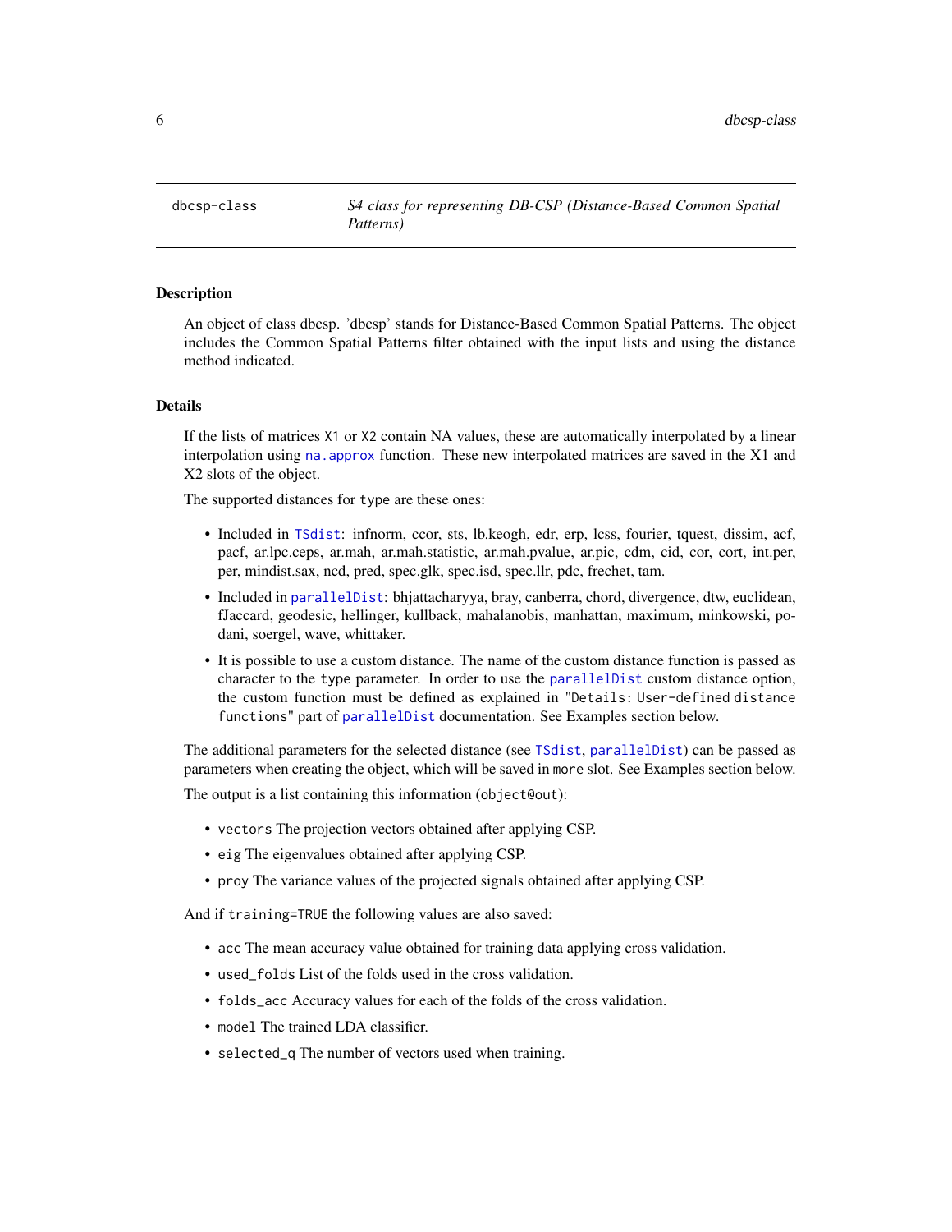dbcsp-class    *S4 class for representing DB-CSP (Distance-Based Common Spatial Patterns)*

## Description

An object of class dbcsp. 'dbcsp' stands for Distance-Based Common Spatial Patterns. The object includes the Common Spatial Patterns filter obtained with the input lists and using the distance method indicated.

## Details

If the lists of matrices `X1` or `X2` contain NA values, these are automatically interpolated by a linear interpolation using `na.approx` function. These new interpolated matrices are saved in the X1 and X2 slots of the object.

The supported distances for `type` are these ones:

- Included in `TSdist`: infnorm, ccor, sts, lb.keogh, edr, erp, lcss, fourier, tquest, dissim, acf, pacf, ar.lpc.ceps, ar.mah, ar.mah.statistic, ar.mah.pvalue, ar.pic, cdm, cid, cor, cort, int.per, per, mindist.sax, ncd, pred, spec.glk, spec.isd, spec.llr, pdc, frechet, tam.
- Included in `parallelDist`: bhjattacharyya, bray, canberra, chord, divergence, dtw, euclidean, fJaccard, geodesic, hellinger, kullback, mahalanobis, manhattan, maximum, minkowski, podani, soergel, wave, whittaker.
- It is possible to use a custom distance. The name of the custom distance function is passed as character to the `type` parameter. In order to use the `parallelDist` custom distance option, the custom function must be defined as explained in "`Details: User-defined distance functions`" part of `parallelDist` documentation. See Examples section below.

The additional parameters for the selected distance (see `TSdist`, `parallelDist`) can be passed as parameters when creating the object, which will be saved in `more` slot. See Examples section below.

The output is a list containing this information (`object@out`):

- `vectors` The projection vectors obtained after applying CSP.
- `eig` The eigenvalues obtained after applying CSP.
- `proy` The variance values of the projected signals obtained after applying CSP.

And if `training=TRUE` the following values are also saved:

- `acc` The mean accuracy value obtained for training data applying cross validation.
- `used_folds` List of the folds used in the cross validation.
- `folds_acc` Accuracy values for each of the folds of the cross validation.
- `model` The trained LDA classifier.
- `selected_q` The number of vectors used when training.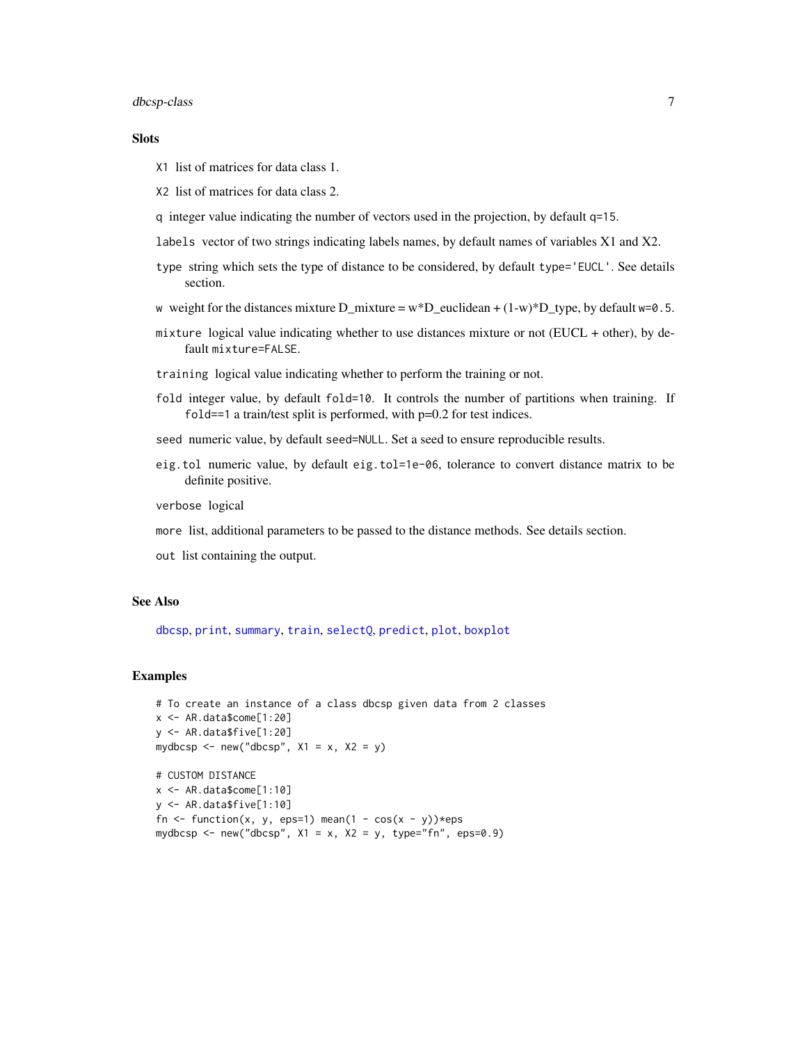### Slots

`X1` list of matrices for data class 1.

`X2` list of matrices for data class 2.

`q` integer value indicating the number of vectors used in the projection, by default `q=15`.

`labels` vector of two strings indicating labels names, by default names of variables X1 and X2.

`type` string which sets the type of distance to be considered, by default `type='EUCL'`. See details section.

`w` weight for the distances mixture D_mixture = w*D_euclidean + (1-w)*D_type, by default `w=0.5`.

`mixture` logical value indicating whether to use distances mixture or not (EUCL + other), by default `mixture=FALSE`.

`training` logical value indicating whether to perform the training or not.

`fold` integer value, by default `fold=10`. It controls the number of partitions when training. If `fold==1` a train/test split is performed, with p=0.2 for test indices.

`seed` numeric value, by default `seed=NULL`. Set a seed to ensure reproducible results.

`eig.tol` numeric value, by default `eig.tol=1e-06`, tolerance to convert distance matrix to be definite positive.

`verbose` logical

`more` list, additional parameters to be passed to the distance methods. See details section.

`out` list containing the output.

### See Also

dbcsp, print, summary, train, selectQ, predict, plot, boxplot

### Examples

```
# To create an instance of a class dbcsp given data from 2 classes
x <- AR.data$come[1:20]
y <- AR.data$five[1:20]
mydbcsp <- new("dbcsp", X1 = x, X2 = y)

# CUSTOM DISTANCE
x <- AR.data$come[1:10]
y <- AR.data$five[1:10]
fn <- function(x, y, eps=1) mean(1 - cos(x - y))*eps
mydbcsp <- new("dbcsp", X1 = x, X2 = y, type="fn", eps=0.9)
```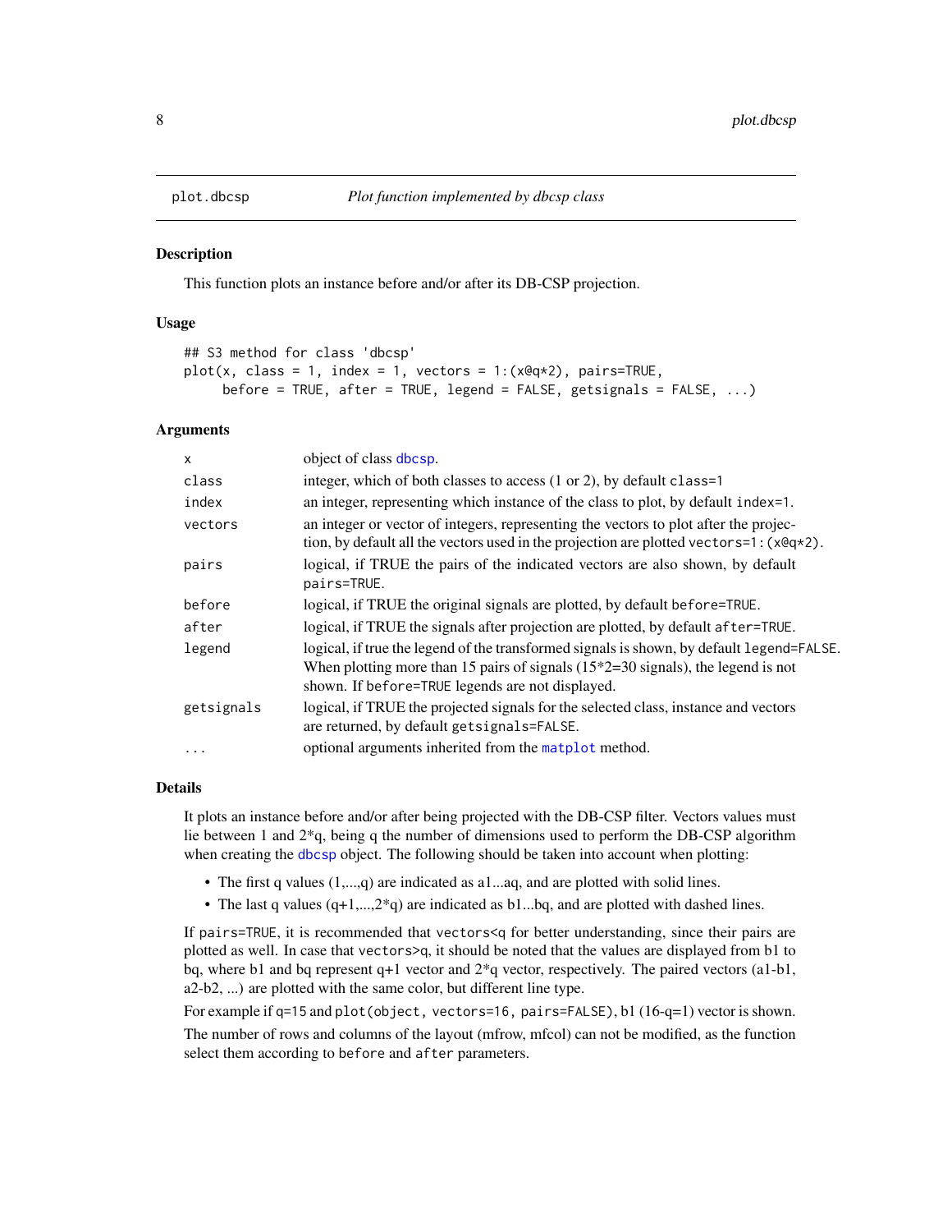## plot.dbcsp — *Plot function implemented by dbcsp class*

### Description

This function plots an instance before and/or after its DB-CSP projection.

### Usage

```
## S3 method for class 'dbcsp'
plot(x, class = 1, index = 1, vectors = 1:(x@q*2), pairs=TRUE,
     before = TRUE, after = TRUE, legend = FALSE, getsignals = FALSE, ...)
```

### Arguments

| | |
|---|---|
| `x` | object of class `dbcsp`. |
| `class` | integer, which of both classes to access (1 or 2), by default `class=1` |
| `index` | an integer, representing which instance of the class to plot, by default `index=1`. |
| `vectors` | an integer or vector of integers, representing the vectors to plot after the projection, by default all the vectors used in the projection are plotted `vectors=1:(x@q*2)`. |
| `pairs` | logical, if TRUE the pairs of the indicated vectors are also shown, by default `pairs=TRUE`. |
| `before` | logical, if TRUE the original signals are plotted, by default `before=TRUE`. |
| `after` | logical, if TRUE the signals after projection are plotted, by default `after=TRUE`. |
| `legend` | logical, if true the legend of the transformed signals is shown, by default `legend=FALSE`. When plotting more than 15 pairs of signals (15*2=30 signals), the legend is not shown. If `before=TRUE` legends are not displayed. |
| `getsignals` | logical, if TRUE the projected signals for the selected class, instance and vectors are returned, by default `getsignals=FALSE`. |
| `...` | optional arguments inherited from the `matplot` method. |

### Details

It plots an instance before and/or after being projected with the DB-CSP filter. Vectors values must lie between 1 and 2*q, being q the number of dimensions used to perform the DB-CSP algorithm when creating the `dbcsp` object. The following should be taken into account when plotting:

- The first q values (1,...,q) are indicated as a1...aq, and are plotted with solid lines.
- The last q values (q+1,...,2*q) are indicated as b1...bq, and are plotted with dashed lines.

If `pairs=TRUE`, it is recommended that `vectors<q` for better understanding, since their pairs are plotted as well. In case that `vectors>q`, it should be noted that the values are displayed from b1 to bq, where b1 and bq represent q+1 vector and 2*q vector, respectively. The paired vectors (a1-b1, a2-b2, ...) are plotted with the same color, but different line type.

For example if `q=15` and `plot(object, vectors=16, pairs=FALSE)`, b1 (16-q=1) vector is shown.

The number of rows and columns of the layout (mfrow, mfcol) can not be modified, as the function select them according to `before` and `after` parameters.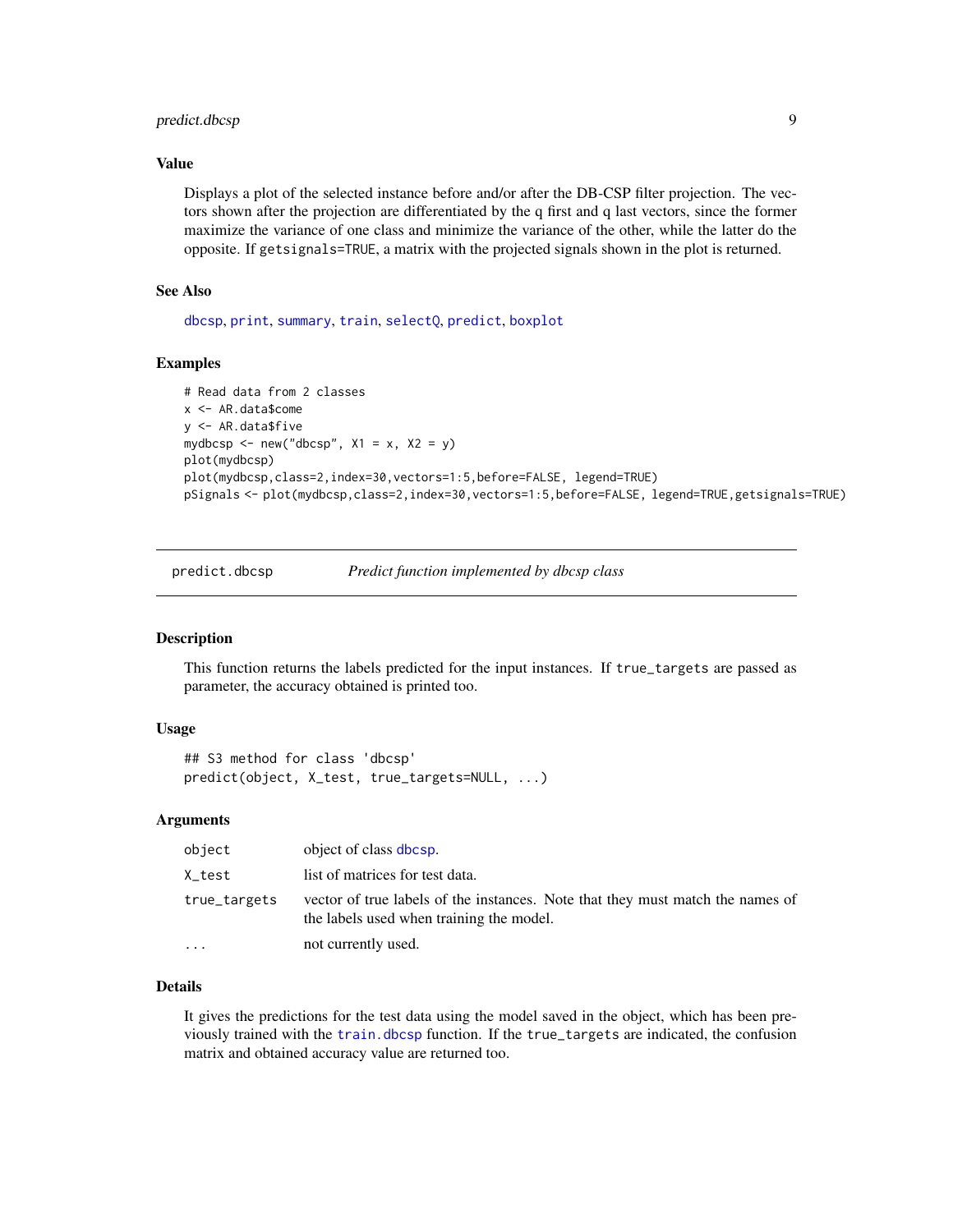### Value

Displays a plot of the selected instance before and/or after the DB-CSP filter projection. The vectors shown after the projection are differentiated by the q first and q last vectors, since the former maximize the variance of one class and minimize the variance of the other, while the latter do the opposite. If `getsignals=TRUE`, a matrix with the projected signals shown in the plot is returned.

### See Also

dbcsp, print, summary, train, selectQ, predict, boxplot

### Examples

```
# Read data from 2 classes
x <- AR.data$come
y <- AR.data$five
mydbcsp <- new("dbcsp", X1 = x, X2 = y)
plot(mydbcsp)
plot(mydbcsp,class=2,index=30,vectors=1:5,before=FALSE, legend=TRUE)
pSignals <- plot(mydbcsp,class=2,index=30,vectors=1:5,before=FALSE, legend=TRUE,getsignals=TRUE)
```

---

## predict.dbcsp — *Predict function implemented by dbcsp class*

### Description

This function returns the labels predicted for the input instances. If `true_targets` are passed as parameter, the accuracy obtained is printed too.

### Usage

```
## S3 method for class 'dbcsp'
predict(object, X_test, true_targets=NULL, ...)
```

### Arguments

| | |
|---|---|
| `object` | object of class dbcsp. |
| `X_test` | list of matrices for test data. |
| `true_targets` | vector of true labels of the instances. Note that they must match the names of the labels used when training the model. |
| `...` | not currently used. |

### Details

It gives the predictions for the test data using the model saved in the object, which has been previously trained with the `train.dbcsp` function. If the `true_targets` are indicated, the confusion matrix and obtained accuracy value are returned too.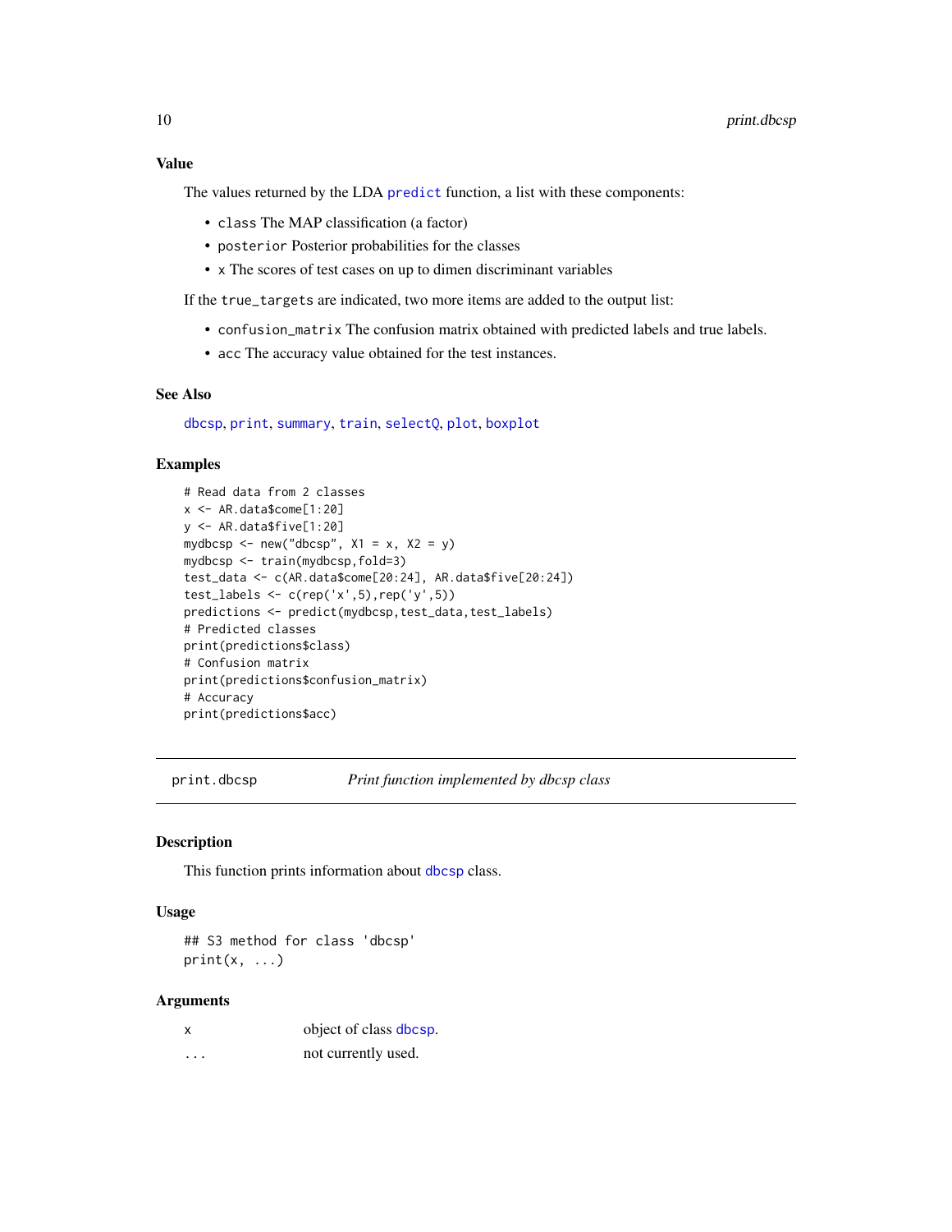### Value

The values returned by the LDA `predict` function, a list with these components:

- `class` The MAP classification (a factor)
- `posterior` Posterior probabilities for the classes
- `x` The scores of test cases on up to dimen discriminant variables

If the `true_targets` are indicated, two more items are added to the output list:

- `confusion_matrix` The confusion matrix obtained with predicted labels and true labels.
- `acc` The accuracy value obtained for the test instances.

### See Also

`dbcsp`, `print`, `summary`, `train`, `selectQ`, `plot`, `boxplot`

### Examples

```
# Read data from 2 classes
x <- AR.data$come[1:20]
y <- AR.data$five[1:20]
mydbcsp <- new("dbcsp", X1 = x, X2 = y)
mydbcsp <- train(mydbcsp,fold=3)
test_data <- c(AR.data$come[20:24], AR.data$five[20:24])
test_labels <- c(rep('x',5),rep('y',5))
predictions <- predict(mydbcsp,test_data,test_labels)
# Predicted classes
print(predictions$class)
# Confusion matrix
print(predictions$confusion_matrix)
# Accuracy
print(predictions$acc)
```

---

## print.dbcsp — *Print function implemented by dbcsp class*

### Description

This function prints information about `dbcsp` class.

### Usage

```
## S3 method for class 'dbcsp'
print(x, ...)
```

### Arguments

| | |
|---|---|
| x | object of class `dbcsp`. |
| ... | not currently used. |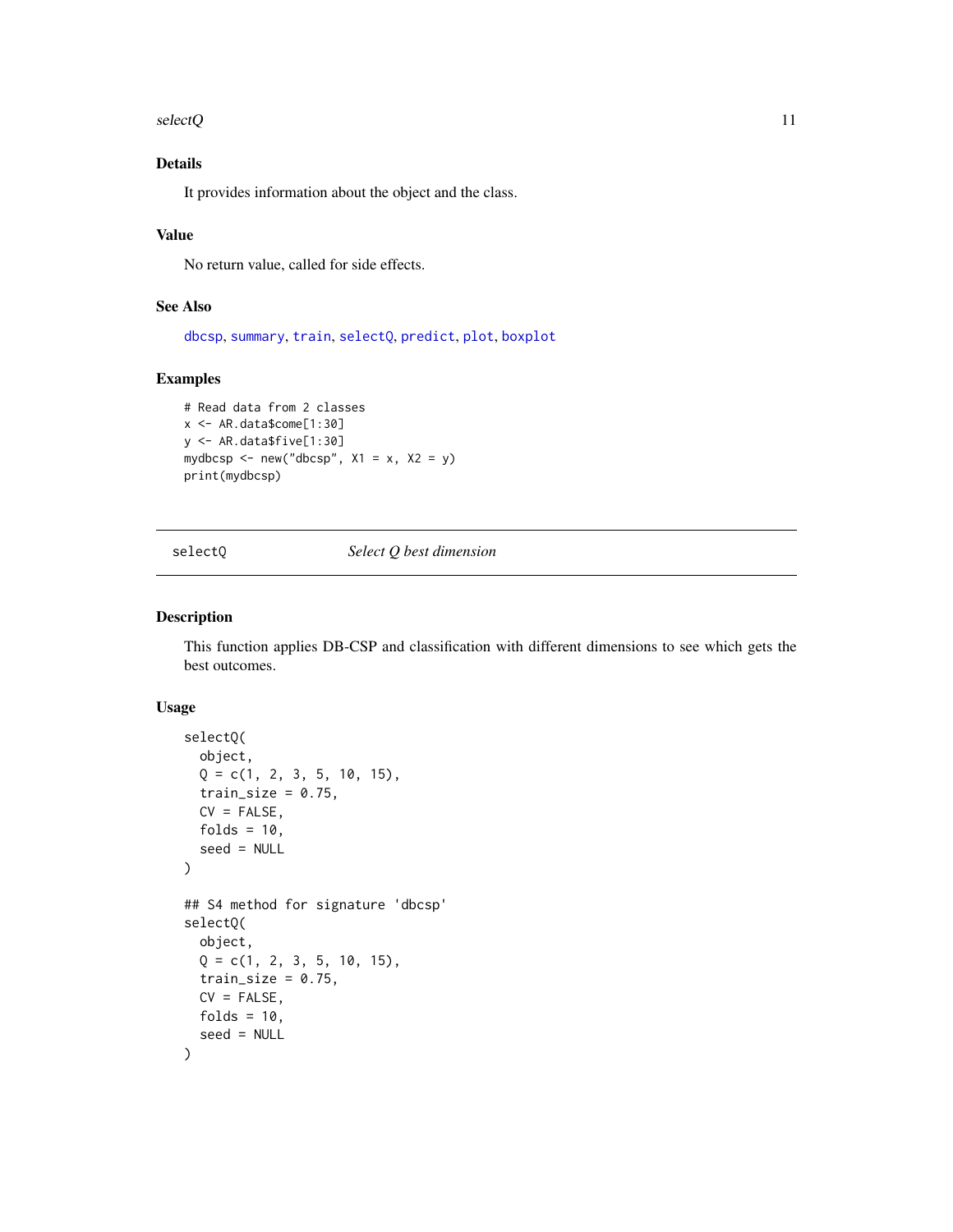### Details

It provides information about the object and the class.

### Value

No return value, called for side effects.

### See Also

dbcsp, summary, train, selectQ, predict, plot, boxplot

### Examples

```
# Read data from 2 classes
x <- AR.data$come[1:30]
y <- AR.data$five[1:30]
mydbcsp <- new("dbcsp", X1 = x, X2 = y)
print(mydbcsp)
```

---

## selectQ — *Select Q best dimension*

---

### Description

This function applies DB-CSP and classification with different dimensions to see which gets the best outcomes.

### Usage

```
selectQ(
  object,
  Q = c(1, 2, 3, 5, 10, 15),
  train_size = 0.75,
  CV = FALSE,
  folds = 10,
  seed = NULL
)

## S4 method for signature 'dbcsp'
selectQ(
  object,
  Q = c(1, 2, 3, 5, 10, 15),
  train_size = 0.75,
  CV = FALSE,
  folds = 10,
  seed = NULL
)
```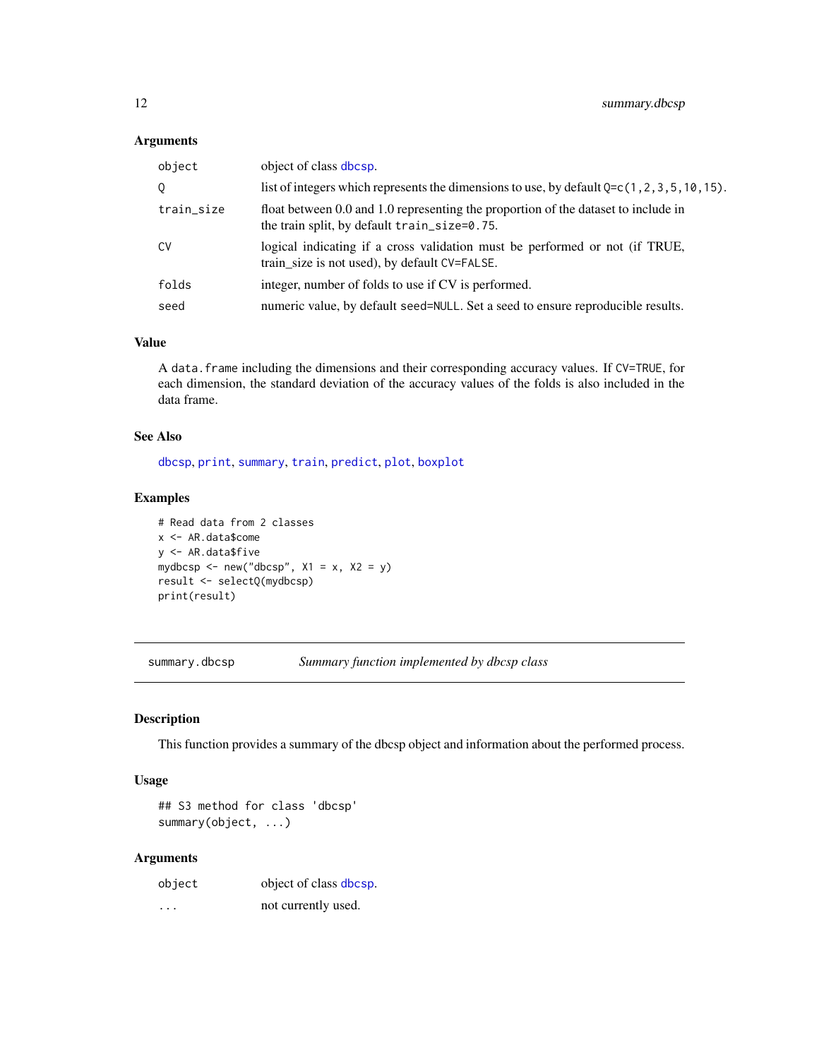### Arguments

| | |
|---|---|
| `object` | object of class dbcsp. |
| `Q` | list of integers which represents the dimensions to use, by default `Q=c(1,2,3,5,10,15)`. |
| `train_size` | float between 0.0 and 1.0 representing the proportion of the dataset to include in the train split, by default `train_size=0.75`. |
| `CV` | logical indicating if a cross validation must be performed or not (if TRUE, train_size is not used), by default `CV=FALSE`. |
| `folds` | integer, number of folds to use if CV is performed. |
| `seed` | numeric value, by default `seed=NULL`. Set a seed to ensure reproducible results. |

### Value

A `data.frame` including the dimensions and their corresponding accuracy values. If `CV=TRUE`, for each dimension, the standard deviation of the accuracy values of the folds is also included in the data frame.

### See Also

dbcsp, print, summary, train, predict, plot, boxplot

### Examples

```
# Read data from 2 classes
x <- AR.data$come
y <- AR.data$five
mydbcsp <- new("dbcsp", X1 = x, X2 = y)
result <- selectQ(mydbcsp)
print(result)
```

## summary.dbcsp    *Summary function implemented by dbcsp class*

### Description

This function provides a summary of the dbcsp object and information about the performed process.

### Usage

```
## S3 method for class 'dbcsp'
summary(object, ...)
```

### Arguments

| | |
|---|---|
| `object` | object of class dbcsp. |
| `...` | not currently used. |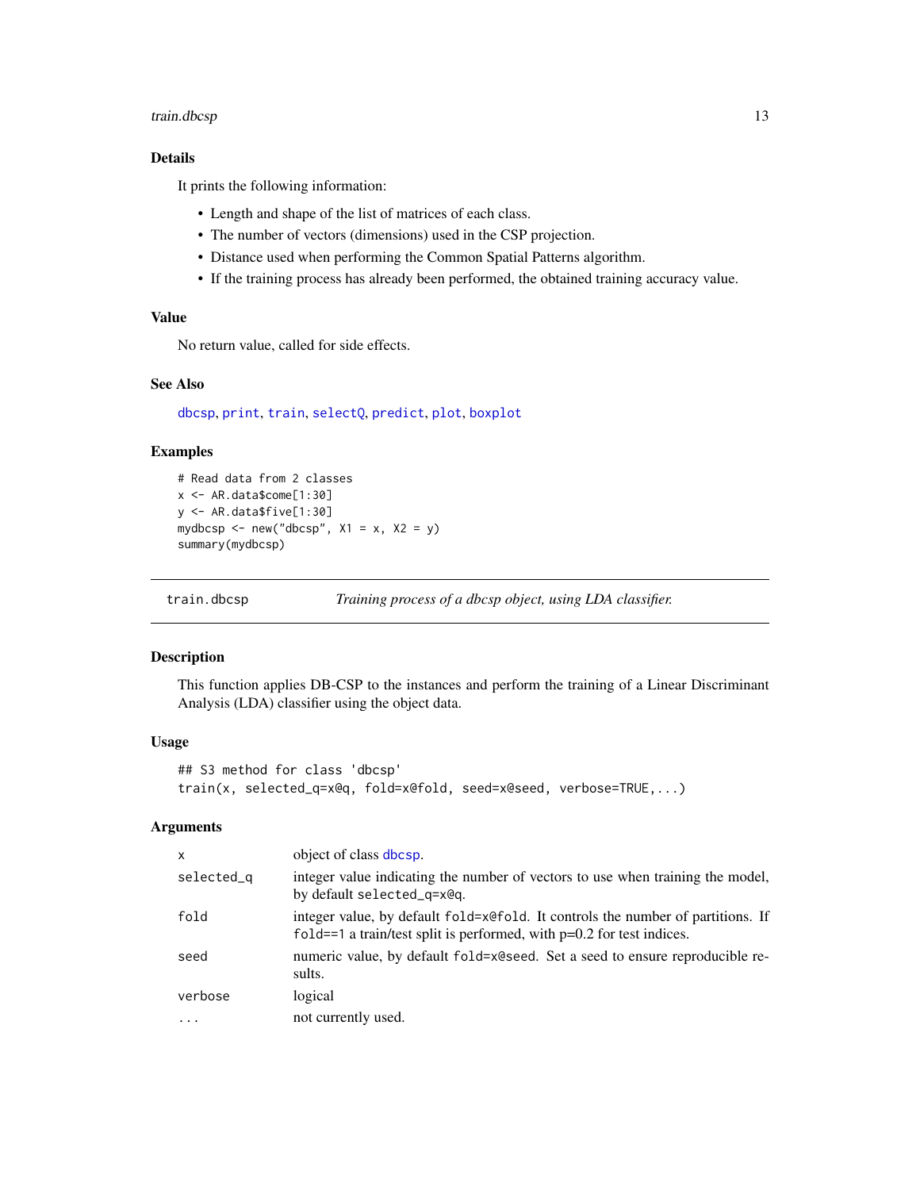### Details

It prints the following information:

- Length and shape of the list of matrices of each class.
- The number of vectors (dimensions) used in the CSP projection.
- Distance used when performing the Common Spatial Patterns algorithm.
- If the training process has already been performed, the obtained training accuracy value.

### Value

No return value, called for side effects.

### See Also

dbcsp, print, train, selectQ, predict, plot, boxplot

### Examples

```
# Read data from 2 classes
x <- AR.data$come[1:30]
y <- AR.data$five[1:30]
mydbcsp <- new("dbcsp", X1 = x, X2 = y)
summary(mydbcsp)
```

---

## train.dbcsp — *Training process of a dbcsp object, using LDA classifier.*

---

### Description

This function applies DB-CSP to the instances and perform the training of a Linear Discriminant Analysis (LDA) classifier using the object data.

### Usage

```
## S3 method for class 'dbcsp'
train(x, selected_q=x@q, fold=x@fold, seed=x@seed, verbose=TRUE,...)
```

### Arguments

| | |
|---|---|
| `x` | object of class dbcsp. |
| `selected_q` | integer value indicating the number of vectors to use when training the model, by default `selected_q=x@q`. |
| `fold` | integer value, by default `fold=x@fold`. It controls the number of partitions. If `fold==1` a train/test split is performed, with p=0.2 for test indices. |
| `seed` | numeric value, by default `fold=x@seed`. Set a seed to ensure reproducible results. |
| `verbose` | logical |
| `...` | not currently used. |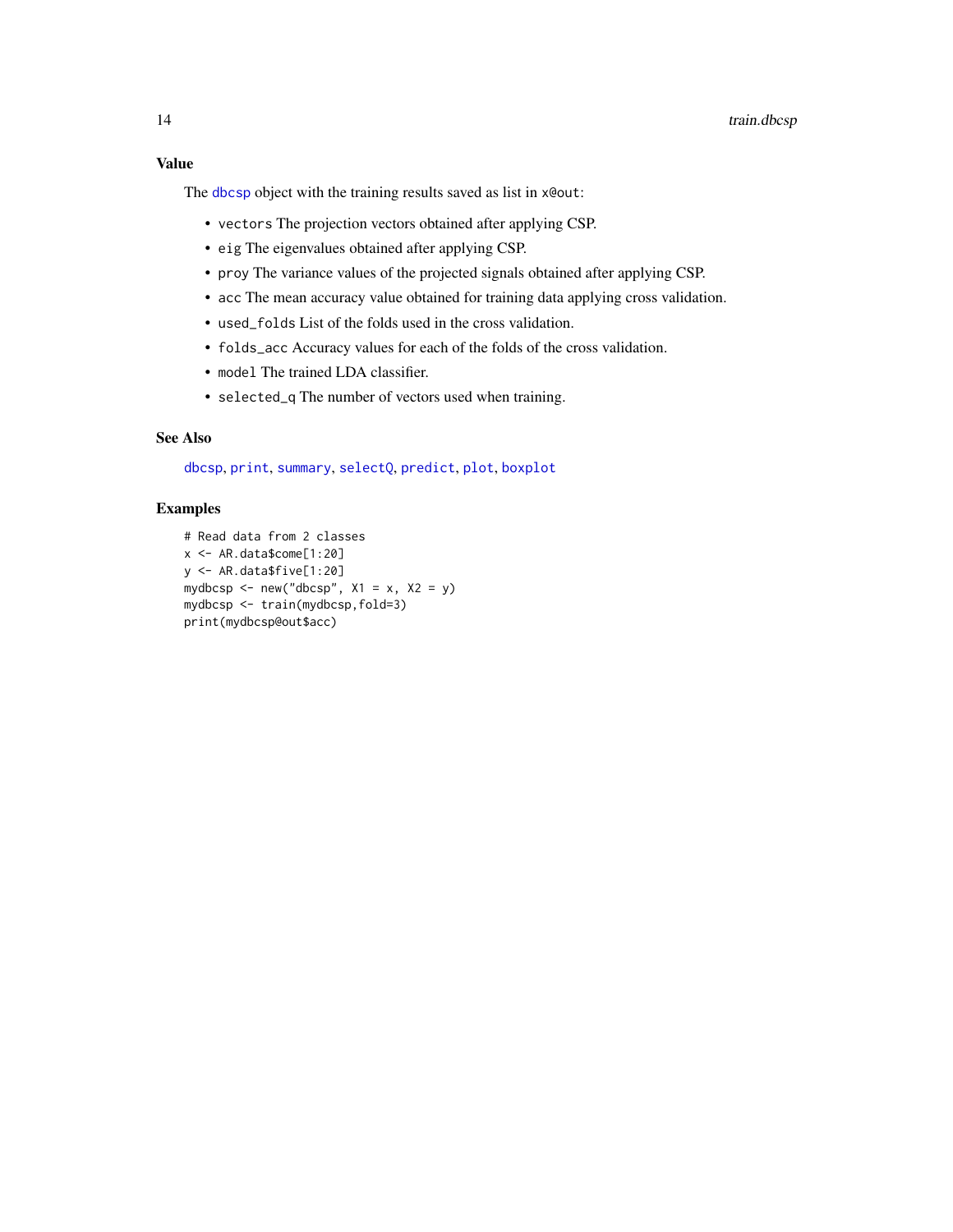## Value

The `dbcsp` object with the training results saved as list in `x@out`:

- `vectors` The projection vectors obtained after applying CSP.
- `eig` The eigenvalues obtained after applying CSP.
- `proy` The variance values of the projected signals obtained after applying CSP.
- `acc` The mean accuracy value obtained for training data applying cross validation.
- `used_folds` List of the folds used in the cross validation.
- `folds_acc` Accuracy values for each of the folds of the cross validation.
- `model` The trained LDA classifier.
- `selected_q` The number of vectors used when training.

## See Also

`dbcsp`, `print`, `summary`, `selectQ`, `predict`, `plot`, `boxplot`

## Examples

```
# Read data from 2 classes
x <- AR.data$come[1:20]
y <- AR.data$five[1:20]
mydbcsp <- new("dbcsp", X1 = x, X2 = y)
mydbcsp <- train(mydbcsp,fold=3)
print(mydbcsp@out$acc)
```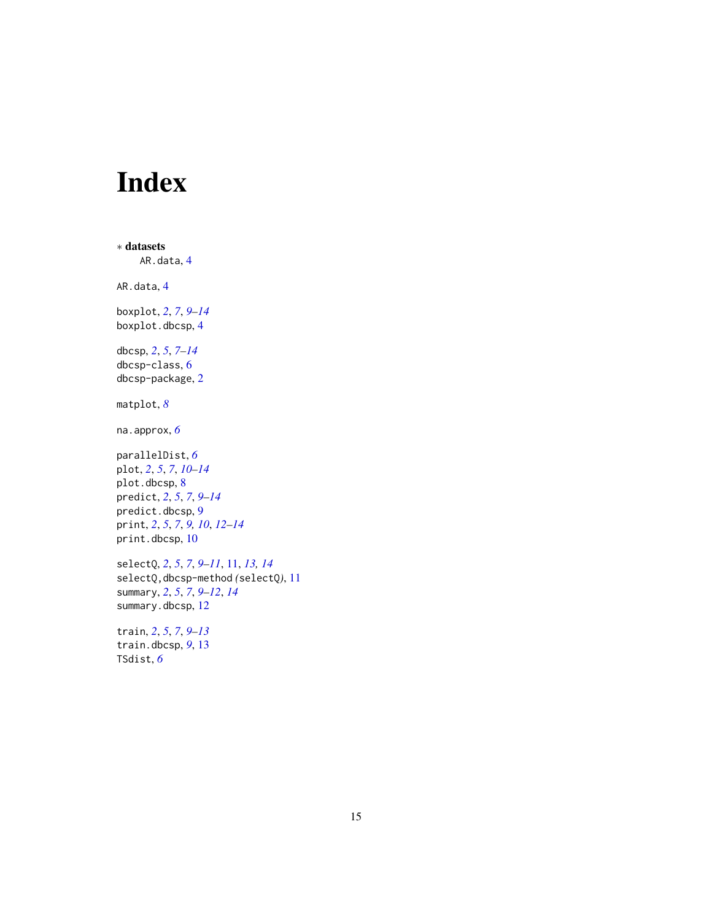# Index

∗ **datasets**
  AR.data, 4

AR.data, 4

boxplot, *2*, *7*, *9–14*
boxplot.dbcsp, 4

dbcsp, *2*, *5*, *7–14*
dbcsp-class, 6
dbcsp-package, 2

matplot, *8*

na.approx, *6*

parallelDist, *6*
plot, *2*, *5*, *7*, *10–14*
plot.dbcsp, 8
predict, *2*, *5*, *7*, *9–14*
predict.dbcsp, 9
print, *2*, *5*, *7*, *9, 10*, *12–14*
print.dbcsp, 10

selectQ, *2*, *5*, *7*, *9–11*, 11, *13, 14*
selectQ,dbcsp-method *(*selectQ*)*, 11
summary, *2*, *5*, *7*, *9–12*, *14*
summary.dbcsp, 12

train, *2*, *5*, *7*, *9–13*
train.dbcsp, *9*, 13
TSdist, *6*